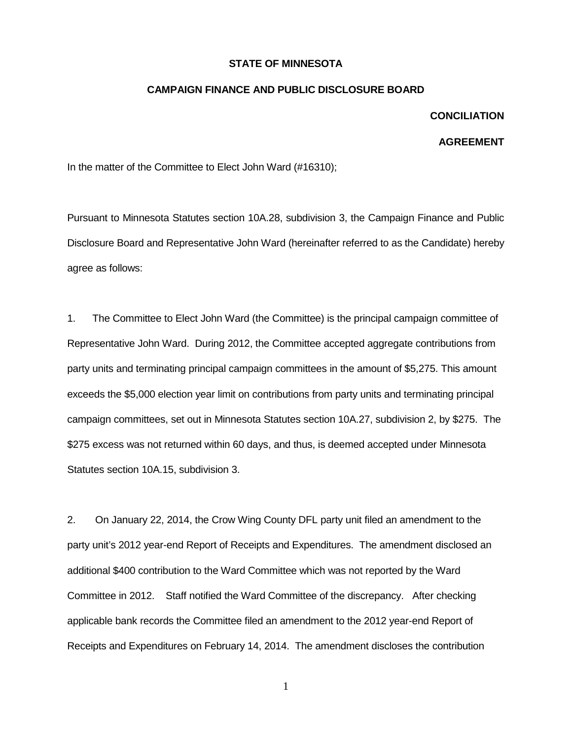**STATE OF MINNESOTA**

**CAMPAIGN FINANCE AND PUBLIC DISCLOSURE BOARD**

**CONCILIATION**

**AGREEMENT**

In the matter of the Committee to Elect John Ward (#16310);

Pursuant to Minnesota Statutes section 10A.28, subdivision 3, the Campaign Finance and Public Disclosure Board and Representative John Ward (hereinafter referred to as the Candidate) hereby agree as follows:

1. The Committee to Elect John Ward (the Committee) is the principal campaign committee of Representative John Ward. During 2012, the Committee accepted aggregate contributions from party units and terminating principal campaign committees in the amount of $5,275. This amount exceeds the $5,000 election year limit on contributions from party units and terminating principal campaign committees, set out in Minnesota Statutes section 10A.27, subdivision 2, by $275. The $275 excess was not returned within 60 days, and thus, is deemed accepted under Minnesota Statutes section 10A.15, subdivision 3.

2. On January 22, 2014, the Crow Wing County DFL party unit filed an amendment to the party unit's 2012 year-end Report of Receipts and Expenditures. The amendment disclosed an additional $400 contribution to the Ward Committee which was not reported by the Ward Committee in 2012. Staff notified the Ward Committee of the discrepancy. After checking applicable bank records the Committee filed an amendment to the 2012 year-end Report of Receipts and Expenditures on February 14, 2014. The amendment discloses the contribution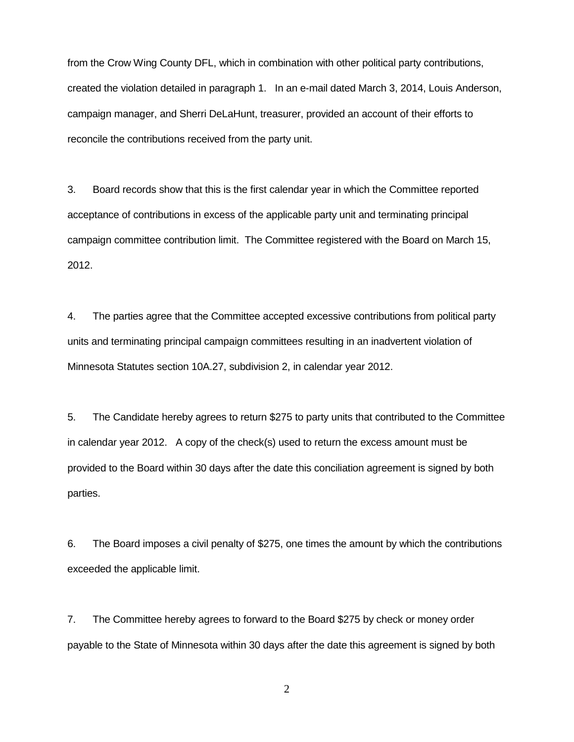from the Crow Wing County DFL, which in combination with other political party contributions, created the violation detailed in paragraph 1. In an e-mail dated March 3, 2014, Louis Anderson, campaign manager, and Sherri DeLaHunt, treasurer, provided an account of their efforts to reconcile the contributions received from the party unit.

3. Board records show that this is the first calendar year in which the Committee reported acceptance of contributions in excess of the applicable party unit and terminating principal campaign committee contribution limit. The Committee registered with the Board on March 15, 2012.

4. The parties agree that the Committee accepted excessive contributions from political party units and terminating principal campaign committees resulting in an inadvertent violation of Minnesota Statutes section 10A.27, subdivision 2, in calendar year 2012.

5. The Candidate hereby agrees to return $275 to party units that contributed to the Committee in calendar year 2012. A copy of the check(s) used to return the excess amount must be provided to the Board within 30 days after the date this conciliation agreement is signed by both parties.

6. The Board imposes a civil penalty of $275, one times the amount by which the contributions exceeded the applicable limit.

7. The Committee hereby agrees to forward to the Board $275 by check or money order payable to the State of Minnesota within 30 days after the date this agreement is signed by both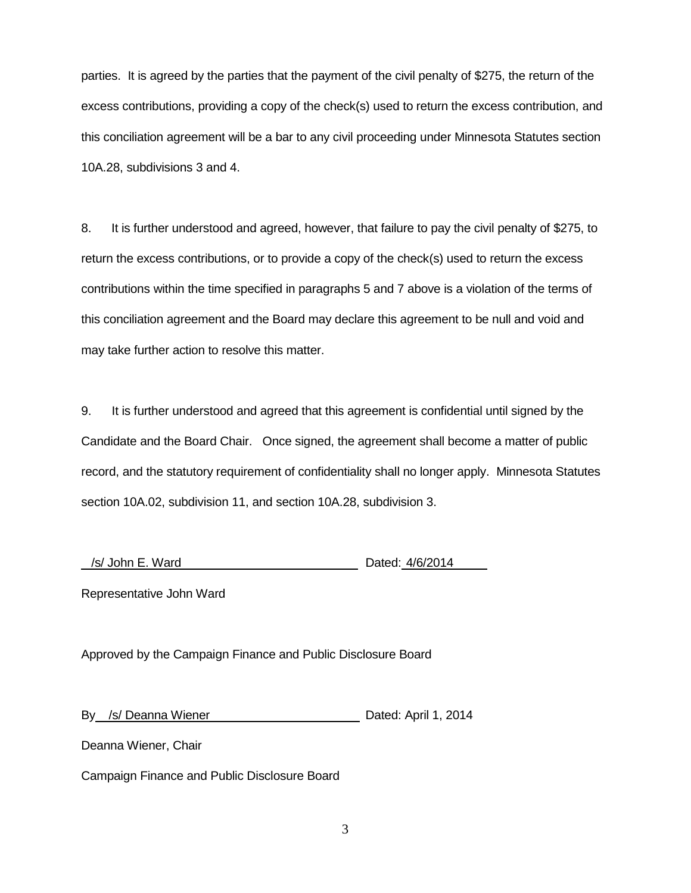parties. It is agreed by the parties that the payment of the civil penalty of $275, the return of the excess contributions, providing a copy of the check(s) used to return the excess contribution, and this conciliation agreement will be a bar to any civil proceeding under Minnesota Statutes section 10A.28, subdivisions 3 and 4.

8. It is further understood and agreed, however, that failure to pay the civil penalty of $275, to return the excess contributions, or to provide a copy of the check(s) used to return the excess contributions within the time specified in paragraphs 5 and 7 above is a violation of the terms of this conciliation agreement and the Board may declare this agreement to be null and void and may take further action to resolve this matter.

9. It is further understood and agreed that this agreement is confidential until signed by the Candidate and the Board Chair. Once signed, the agreement shall become a matter of public record, and the statutory requirement of confidentiality shall no longer apply. Minnesota Statutes section 10A.02, subdivision 11, and section 10A.28, subdivision 3.

/s/ John E. Ward Dated: 4/6/2014

Representative John Ward

Approved by the Campaign Finance and Public Disclosure Board

By /s/ Deanna Wiener Dated: April 1, 2014

Deanna Wiener, Chair

Campaign Finance and Public Disclosure Board